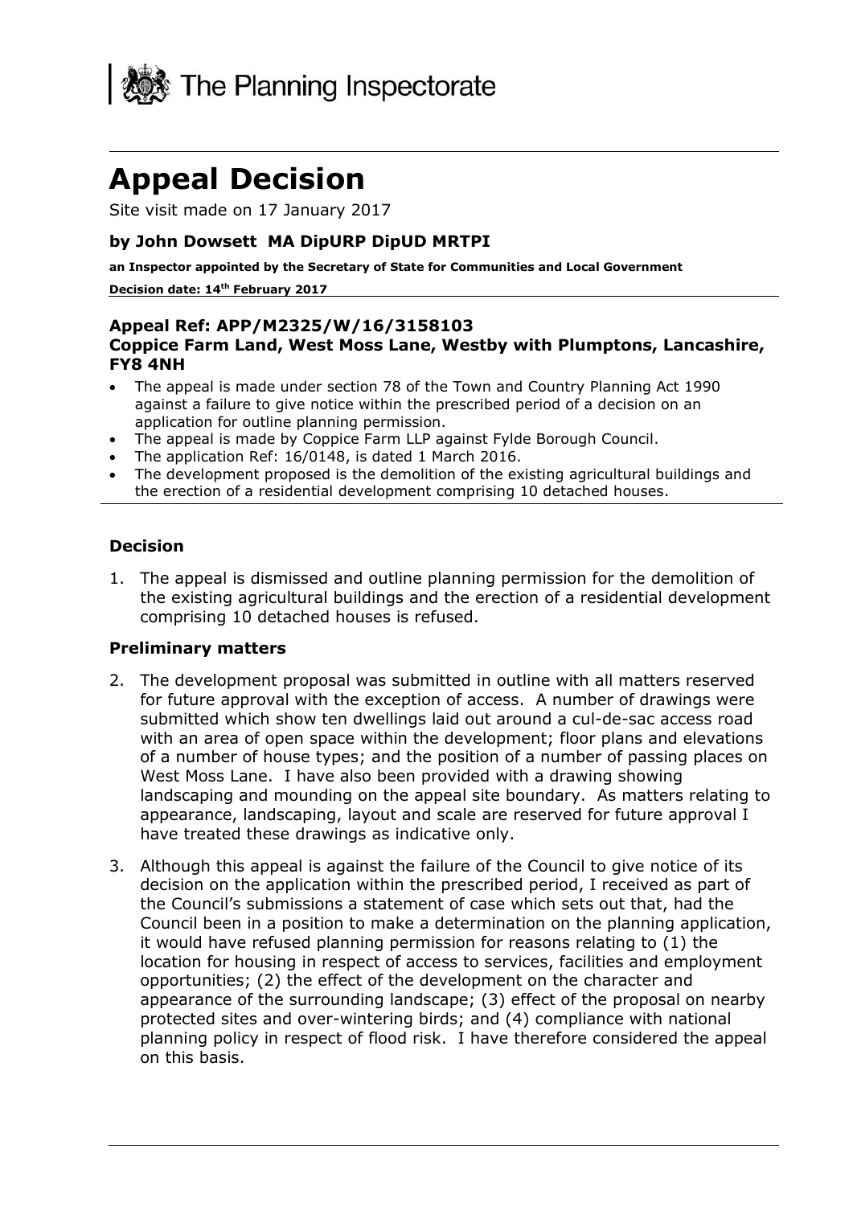The Planning Inspectorate

# Appeal Decision

Site visit made on 17 January 2017

### by John Dowsett MA DipURP DipUD MRTPI

**an Inspector appointed by the Secretary of State for Communities and Local Government**

**Decision date: 14th February 2017**

### Appeal Ref: APP/M2325/W/16/3158103
### Coppice Farm Land, West Moss Lane, Westby with Plumptons, Lancashire, FY8 4NH

- The appeal is made under section 78 of the Town and Country Planning Act 1990 against a failure to give notice within the prescribed period of a decision on an application for outline planning permission.
- The appeal is made by Coppice Farm LLP against Fylde Borough Council.
- The application Ref: 16/0148, is dated 1 March 2016.
- The development proposed is the demolition of the existing agricultural buildings and the erection of a residential development comprising 10 detached houses.

## Decision

1. The appeal is dismissed and outline planning permission for the demolition of the existing agricultural buildings and the erection of a residential development comprising 10 detached houses is refused.

## Preliminary matters

2. The development proposal was submitted in outline with all matters reserved for future approval with the exception of access. A number of drawings were submitted which show ten dwellings laid out around a cul-de-sac access road with an area of open space within the development; floor plans and elevations of a number of house types; and the position of a number of passing places on West Moss Lane. I have also been provided with a drawing showing landscaping and mounding on the appeal site boundary. As matters relating to appearance, landscaping, layout and scale are reserved for future approval I have treated these drawings as indicative only.

3. Although this appeal is against the failure of the Council to give notice of its decision on the application within the prescribed period, I received as part of the Council's submissions a statement of case which sets out that, had the Council been in a position to make a determination on the planning application, it would have refused planning permission for reasons relating to (1) the location for housing in respect of access to services, facilities and employment opportunities; (2) the effect of the development on the character and appearance of the surrounding landscape; (3) effect of the proposal on nearby protected sites and over-wintering birds; and (4) compliance with national planning policy in respect of flood risk. I have therefore considered the appeal on this basis.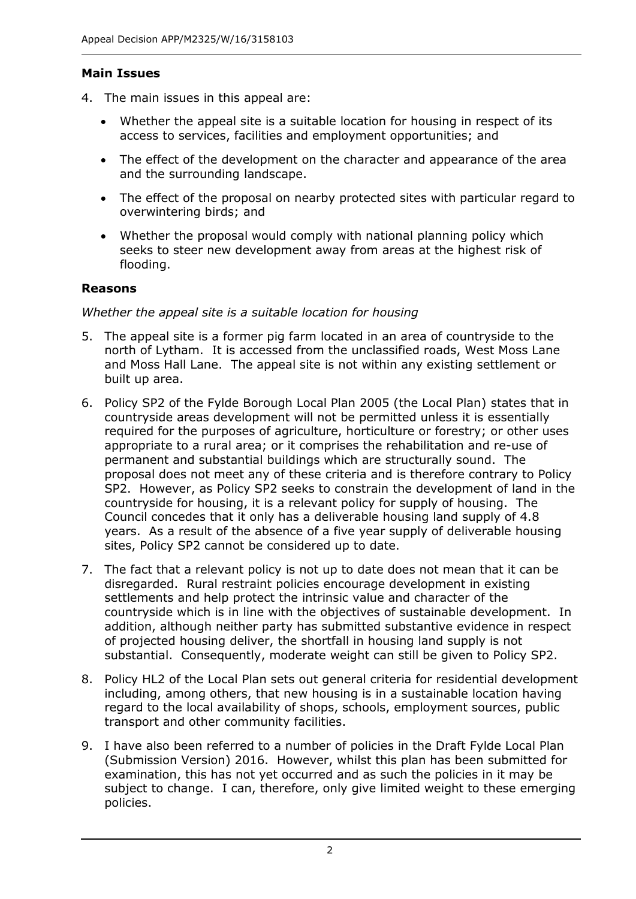## Main Issues

4. The main issues in this appeal are:

   - Whether the appeal site is a suitable location for housing in respect of its access to services, facilities and employment opportunities; and
   - The effect of the development on the character and appearance of the area and the surrounding landscape.
   - The effect of the proposal on nearby protected sites with particular regard to overwintering birds; and
   - Whether the proposal would comply with national planning policy which seeks to steer new development away from areas at the highest risk of flooding.

## Reasons

*Whether the appeal site is a suitable location for housing*

5. The appeal site is a former pig farm located in an area of countryside to the north of Lytham. It is accessed from the unclassified roads, West Moss Lane and Moss Hall Lane. The appeal site is not within any existing settlement or built up area.

6. Policy SP2 of the Fylde Borough Local Plan 2005 (the Local Plan) states that in countryside areas development will not be permitted unless it is essentially required for the purposes of agriculture, horticulture or forestry; or other uses appropriate to a rural area; or it comprises the rehabilitation and re-use of permanent and substantial buildings which are structurally sound. The proposal does not meet any of these criteria and is therefore contrary to Policy SP2. However, as Policy SP2 seeks to constrain the development of land in the countryside for housing, it is a relevant policy for supply of housing. The Council concedes that it only has a deliverable housing land supply of 4.8 years. As a result of the absence of a five year supply of deliverable housing sites, Policy SP2 cannot be considered up to date.

7. The fact that a relevant policy is not up to date does not mean that it can be disregarded. Rural restraint policies encourage development in existing settlements and help protect the intrinsic value and character of the countryside which is in line with the objectives of sustainable development. In addition, although neither party has submitted substantive evidence in respect of projected housing deliver, the shortfall in housing land supply is not substantial. Consequently, moderate weight can still be given to Policy SP2.

8. Policy HL2 of the Local Plan sets out general criteria for residential development including, among others, that new housing is in a sustainable location having regard to the local availability of shops, schools, employment sources, public transport and other community facilities.

9. I have also been referred to a number of policies in the Draft Fylde Local Plan (Submission Version) 2016. However, whilst this plan has been submitted for examination, this has not yet occurred and as such the policies in it may be subject to change. I can, therefore, only give limited weight to these emerging policies.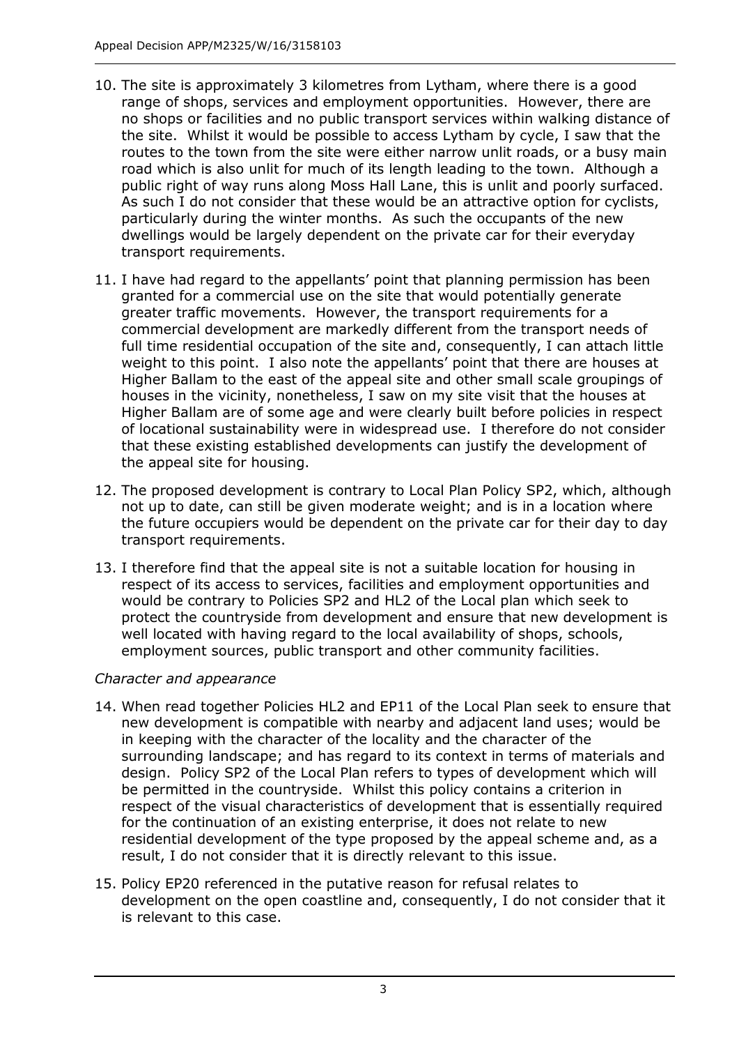10. The site is approximately 3 kilometres from Lytham, where there is a good range of shops, services and employment opportunities. However, there are no shops or facilities and no public transport services within walking distance of the site. Whilst it would be possible to access Lytham by cycle, I saw that the routes to the town from the site were either narrow unlit roads, or a busy main road which is also unlit for much of its length leading to the town. Although a public right of way runs along Moss Hall Lane, this is unlit and poorly surfaced. As such I do not consider that these would be an attractive option for cyclists, particularly during the winter months. As such the occupants of the new dwellings would be largely dependent on the private car for their everyday transport requirements.

11. I have had regard to the appellants' point that planning permission has been granted for a commercial use on the site that would potentially generate greater traffic movements. However, the transport requirements for a commercial development are markedly different from the transport needs of full time residential occupation of the site and, consequently, I can attach little weight to this point. I also note the appellants' point that there are houses at Higher Ballam to the east of the appeal site and other small scale groupings of houses in the vicinity, nonetheless, I saw on my site visit that the houses at Higher Ballam are of some age and were clearly built before policies in respect of locational sustainability were in widespread use. I therefore do not consider that these existing established developments can justify the development of the appeal site for housing.

12. The proposed development is contrary to Local Plan Policy SP2, which, although not up to date, can still be given moderate weight; and is in a location where the future occupiers would be dependent on the private car for their day to day transport requirements.

13. I therefore find that the appeal site is not a suitable location for housing in respect of its access to services, facilities and employment opportunities and would be contrary to Policies SP2 and HL2 of the Local plan which seek to protect the countryside from development and ensure that new development is well located with having regard to the local availability of shops, schools, employment sources, public transport and other community facilities.

*Character and appearance*

14. When read together Policies HL2 and EP11 of the Local Plan seek to ensure that new development is compatible with nearby and adjacent land uses; would be in keeping with the character of the locality and the character of the surrounding landscape; and has regard to its context in terms of materials and design. Policy SP2 of the Local Plan refers to types of development which will be permitted in the countryside. Whilst this policy contains a criterion in respect of the visual characteristics of development that is essentially required for the continuation of an existing enterprise, it does not relate to new residential development of the type proposed by the appeal scheme and, as a result, I do not consider that it is directly relevant to this issue.

15. Policy EP20 referenced in the putative reason for refusal relates to development on the open coastline and, consequently, I do not consider that it is relevant to this case.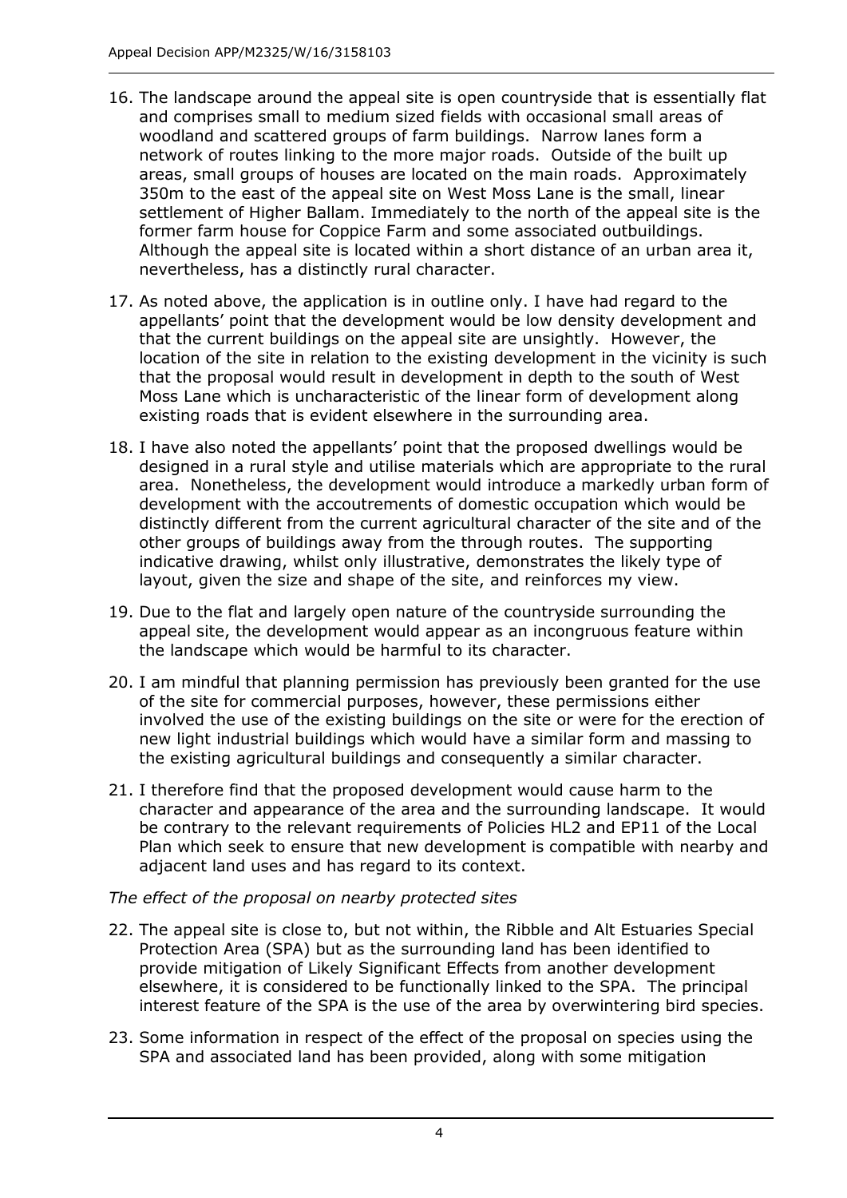16. The landscape around the appeal site is open countryside that is essentially flat and comprises small to medium sized fields with occasional small areas of woodland and scattered groups of farm buildings. Narrow lanes form a network of routes linking to the more major roads. Outside of the built up areas, small groups of houses are located on the main roads. Approximately 350m to the east of the appeal site on West Moss Lane is the small, linear settlement of Higher Ballam. Immediately to the north of the appeal site is the former farm house for Coppice Farm and some associated outbuildings. Although the appeal site is located within a short distance of an urban area it, nevertheless, has a distinctly rural character.

17. As noted above, the application is in outline only. I have had regard to the appellants' point that the development would be low density development and that the current buildings on the appeal site are unsightly. However, the location of the site in relation to the existing development in the vicinity is such that the proposal would result in development in depth to the south of West Moss Lane which is uncharacteristic of the linear form of development along existing roads that is evident elsewhere in the surrounding area.

18. I have also noted the appellants' point that the proposed dwellings would be designed in a rural style and utilise materials which are appropriate to the rural area. Nonetheless, the development would introduce a markedly urban form of development with the accoutrements of domestic occupation which would be distinctly different from the current agricultural character of the site and of the other groups of buildings away from the through routes. The supporting indicative drawing, whilst only illustrative, demonstrates the likely type of layout, given the size and shape of the site, and reinforces my view.

19. Due to the flat and largely open nature of the countryside surrounding the appeal site, the development would appear as an incongruous feature within the landscape which would be harmful to its character.

20. I am mindful that planning permission has previously been granted for the use of the site for commercial purposes, however, these permissions either involved the use of the existing buildings on the site or were for the erection of new light industrial buildings which would have a similar form and massing to the existing agricultural buildings and consequently a similar character.

21. I therefore find that the proposed development would cause harm to the character and appearance of the area and the surrounding landscape. It would be contrary to the relevant requirements of Policies HL2 and EP11 of the Local Plan which seek to ensure that new development is compatible with nearby and adjacent land uses and has regard to its context.

*The effect of the proposal on nearby protected sites*

22. The appeal site is close to, but not within, the Ribble and Alt Estuaries Special Protection Area (SPA) but as the surrounding land has been identified to provide mitigation of Likely Significant Effects from another development elsewhere, it is considered to be functionally linked to the SPA. The principal interest feature of the SPA is the use of the area by overwintering bird species.

23. Some information in respect of the effect of the proposal on species using the SPA and associated land has been provided, along with some mitigation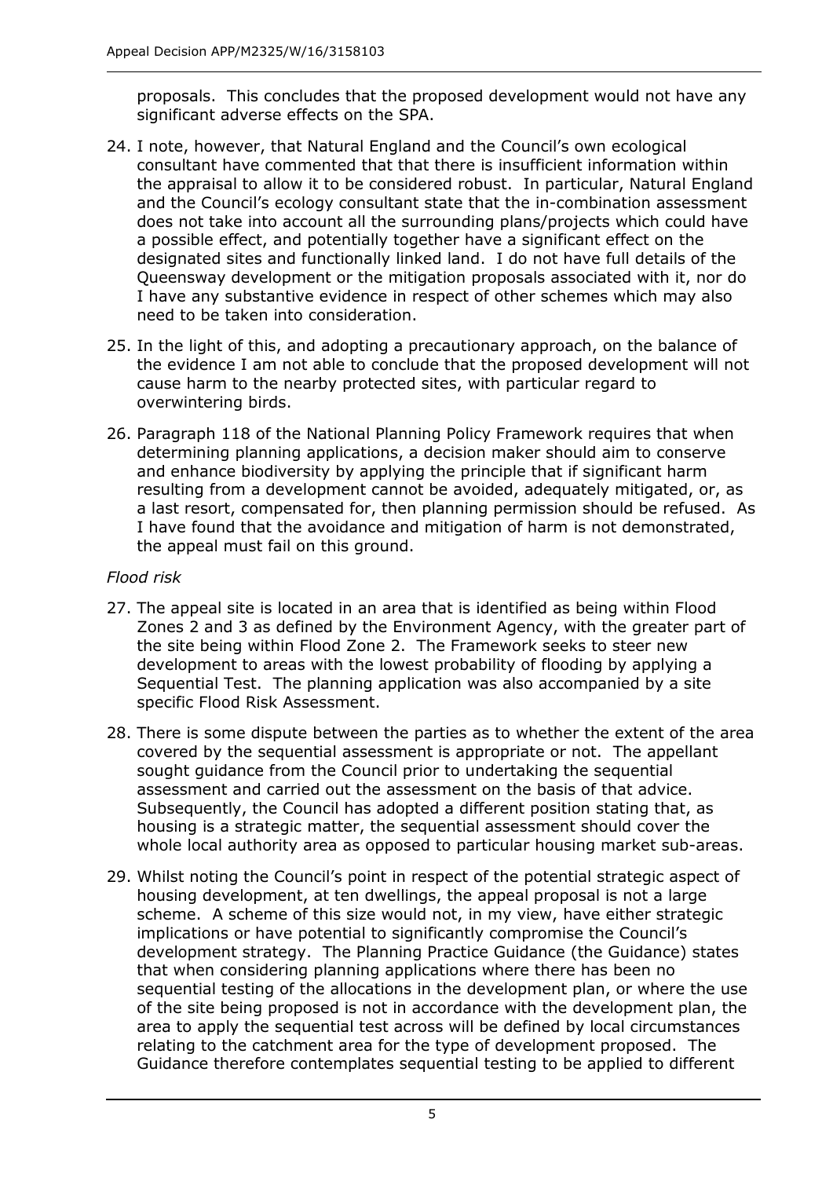proposals. This concludes that the proposed development would not have any significant adverse effects on the SPA.

24. I note, however, that Natural England and the Council's own ecological consultant have commented that that there is insufficient information within the appraisal to allow it to be considered robust. In particular, Natural England and the Council's ecology consultant state that the in-combination assessment does not take into account all the surrounding plans/projects which could have a possible effect, and potentially together have a significant effect on the designated sites and functionally linked land. I do not have full details of the Queensway development or the mitigation proposals associated with it, nor do I have any substantive evidence in respect of other schemes which may also need to be taken into consideration.

25. In the light of this, and adopting a precautionary approach, on the balance of the evidence I am not able to conclude that the proposed development will not cause harm to the nearby protected sites, with particular regard to overwintering birds.

26. Paragraph 118 of the National Planning Policy Framework requires that when determining planning applications, a decision maker should aim to conserve and enhance biodiversity by applying the principle that if significant harm resulting from a development cannot be avoided, adequately mitigated, or, as a last resort, compensated for, then planning permission should be refused. As I have found that the avoidance and mitigation of harm is not demonstrated, the appeal must fail on this ground.

*Flood risk*

27. The appeal site is located in an area that is identified as being within Flood Zones 2 and 3 as defined by the Environment Agency, with the greater part of the site being within Flood Zone 2. The Framework seeks to steer new development to areas with the lowest probability of flooding by applying a Sequential Test. The planning application was also accompanied by a site specific Flood Risk Assessment.

28. There is some dispute between the parties as to whether the extent of the area covered by the sequential assessment is appropriate or not. The appellant sought guidance from the Council prior to undertaking the sequential assessment and carried out the assessment on the basis of that advice. Subsequently, the Council has adopted a different position stating that, as housing is a strategic matter, the sequential assessment should cover the whole local authority area as opposed to particular housing market sub-areas.

29. Whilst noting the Council's point in respect of the potential strategic aspect of housing development, at ten dwellings, the appeal proposal is not a large scheme. A scheme of this size would not, in my view, have either strategic implications or have potential to significantly compromise the Council's development strategy. The Planning Practice Guidance (the Guidance) states that when considering planning applications where there has been no sequential testing of the allocations in the development plan, or where the use of the site being proposed is not in accordance with the development plan, the area to apply the sequential test across will be defined by local circumstances relating to the catchment area for the type of development proposed. The Guidance therefore contemplates sequential testing to be applied to different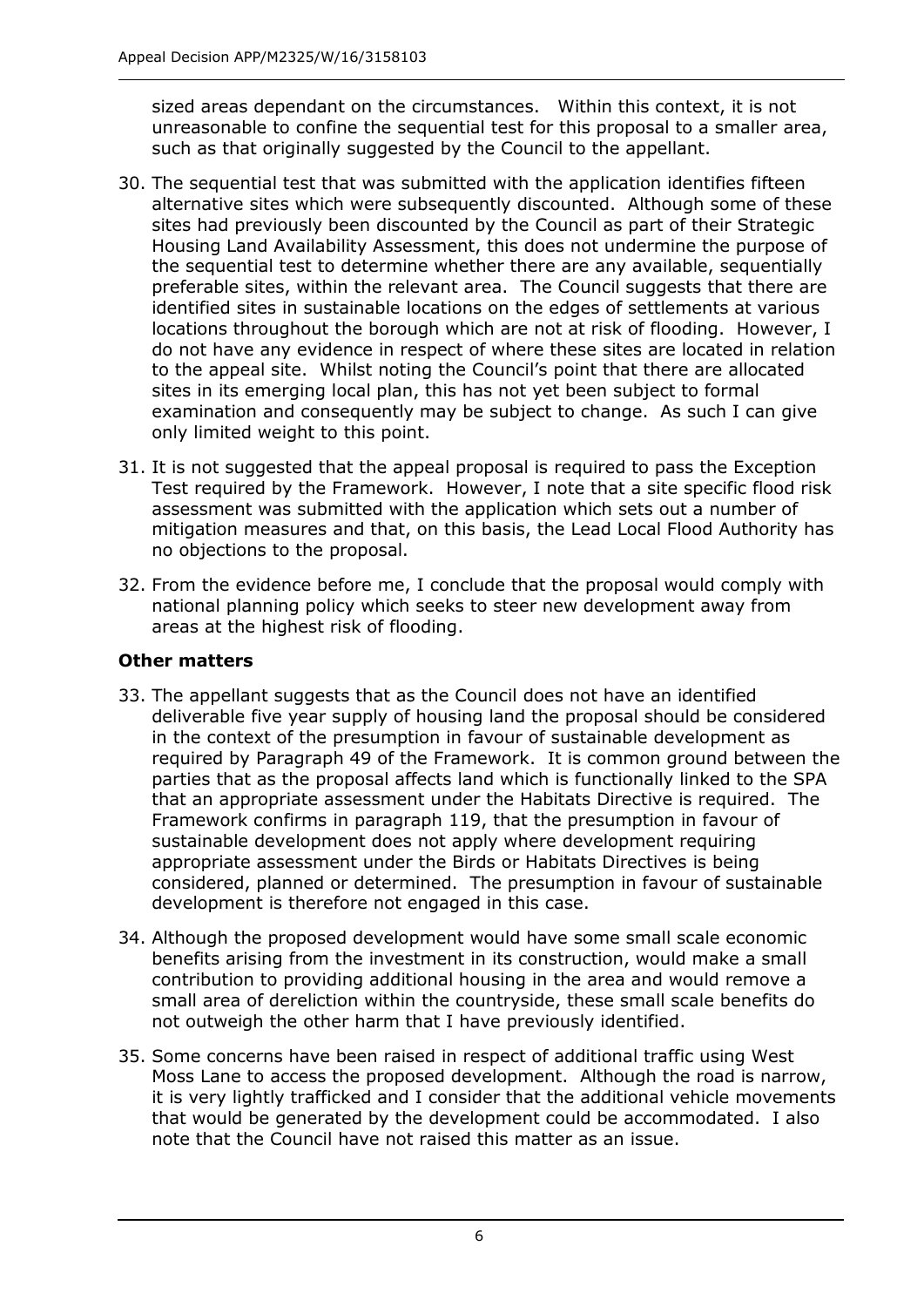sized areas dependant on the circumstances. Within this context, it is not unreasonable to confine the sequential test for this proposal to a smaller area, such as that originally suggested by the Council to the appellant.

30. The sequential test that was submitted with the application identifies fifteen alternative sites which were subsequently discounted. Although some of these sites had previously been discounted by the Council as part of their Strategic Housing Land Availability Assessment, this does not undermine the purpose of the sequential test to determine whether there are any available, sequentially preferable sites, within the relevant area. The Council suggests that there are identified sites in sustainable locations on the edges of settlements at various locations throughout the borough which are not at risk of flooding. However, I do not have any evidence in respect of where these sites are located in relation to the appeal site. Whilst noting the Council's point that there are allocated sites in its emerging local plan, this has not yet been subject to formal examination and consequently may be subject to change. As such I can give only limited weight to this point.

31. It is not suggested that the appeal proposal is required to pass the Exception Test required by the Framework. However, I note that a site specific flood risk assessment was submitted with the application which sets out a number of mitigation measures and that, on this basis, the Lead Local Flood Authority has no objections to the proposal.

32. From the evidence before me, I conclude that the proposal would comply with national planning policy which seeks to steer new development away from areas at the highest risk of flooding.

**Other matters**

33. The appellant suggests that as the Council does not have an identified deliverable five year supply of housing land the proposal should be considered in the context of the presumption in favour of sustainable development as required by Paragraph 49 of the Framework. It is common ground between the parties that as the proposal affects land which is functionally linked to the SPA that an appropriate assessment under the Habitats Directive is required. The Framework confirms in paragraph 119, that the presumption in favour of sustainable development does not apply where development requiring appropriate assessment under the Birds or Habitats Directives is being considered, planned or determined. The presumption in favour of sustainable development is therefore not engaged in this case.

34. Although the proposed development would have some small scale economic benefits arising from the investment in its construction, would make a small contribution to providing additional housing in the area and would remove a small area of dereliction within the countryside, these small scale benefits do not outweigh the other harm that I have previously identified.

35. Some concerns have been raised in respect of additional traffic using West Moss Lane to access the proposed development. Although the road is narrow, it is very lightly trafficked and I consider that the additional vehicle movements that would be generated by the development could be accommodated. I also note that the Council have not raised this matter as an issue.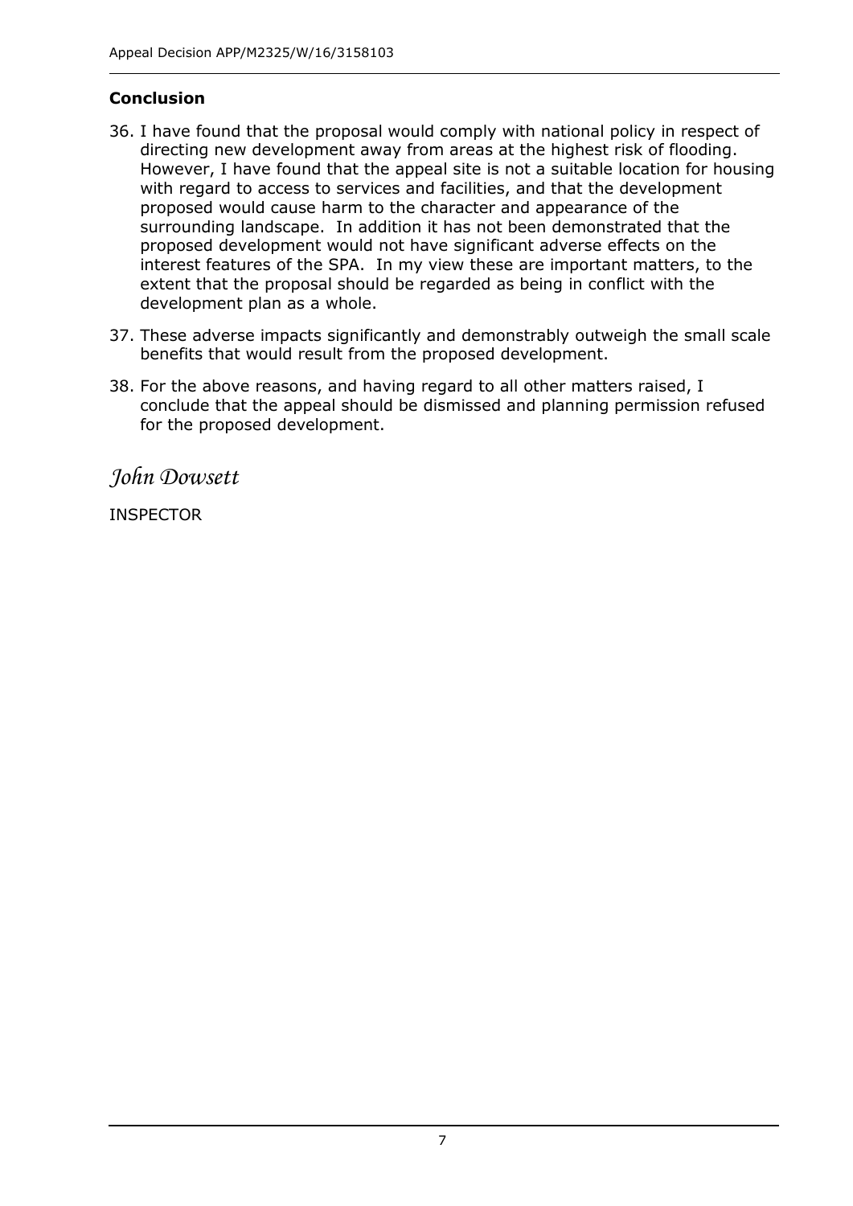### Conclusion

36. I have found that the proposal would comply with national policy in respect of directing new development away from areas at the highest risk of flooding. However, I have found that the appeal site is not a suitable location for housing with regard to access to services and facilities, and that the development proposed would cause harm to the character and appearance of the surrounding landscape. In addition it has not been demonstrated that the proposed development would not have significant adverse effects on the interest features of the SPA. In my view these are important matters, to the extent that the proposal should be regarded as being in conflict with the development plan as a whole.

37. These adverse impacts significantly and demonstrably outweigh the small scale benefits that would result from the proposed development.

38. For the above reasons, and having regard to all other matters raised, I conclude that the appeal should be dismissed and planning permission refused for the proposed development.

*John Dowsett*

INSPECTOR